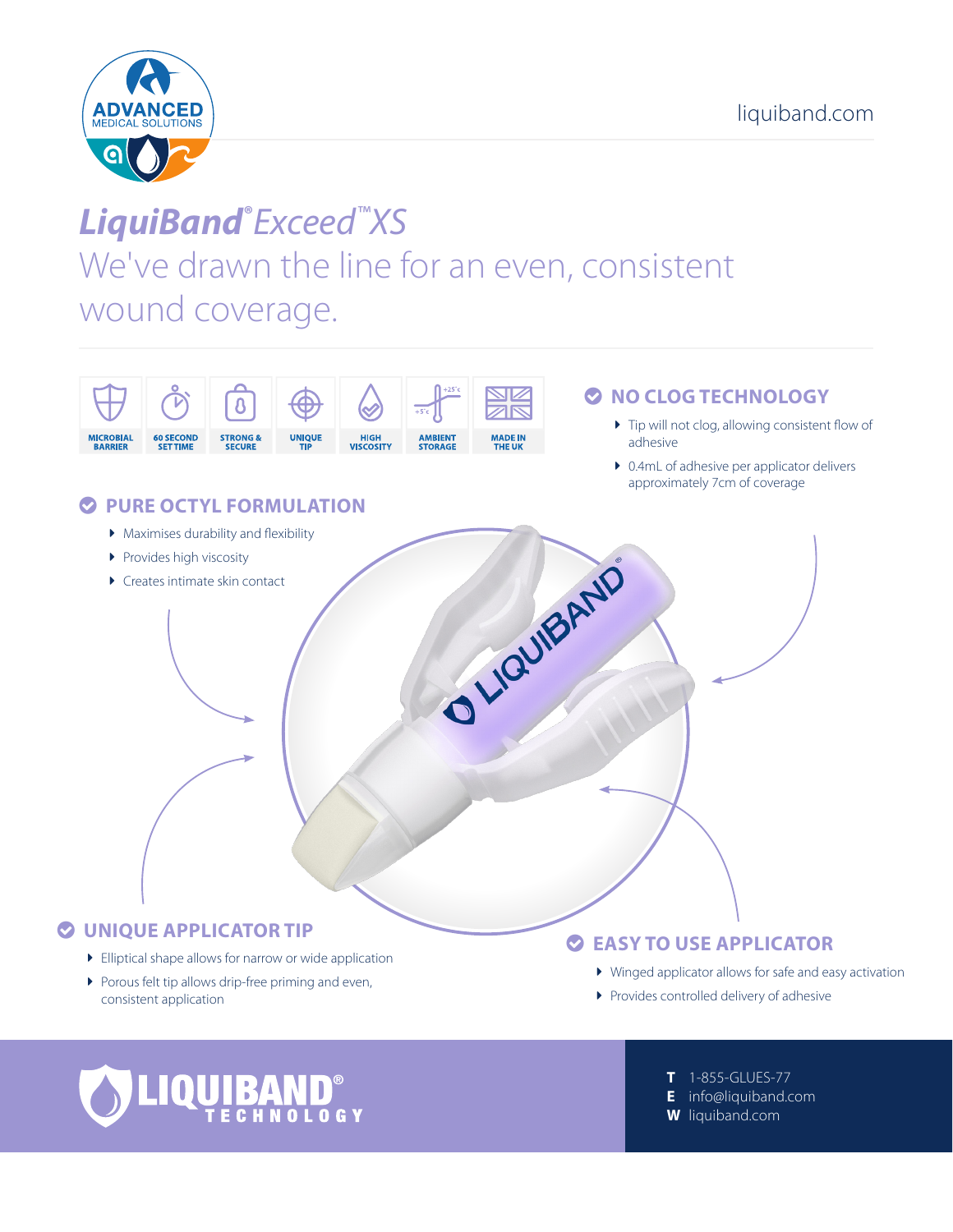liquiband.com

# *LiquiBand® Exceed™ XS*

## We've drawn the line for an even, consistent wound coverage.

MICROBIAL BARRIER | 60 SECOND SET TIME | STRONG & SECURE | UNIQUE TIP | HIGH VISCOSITY | AMBIENT STORAGE | MADE IN THE UK

### NO CLOG TECHNOLOGY

- Tip will not clog, allowing consistent flow of adhesive
- 0.4mL of adhesive per applicator delivers approximately 7cm of coverage

### PURE OCTYL FORMULATION

- Maximises durability and flexibility
- Provides high viscosity
- Creates intimate skin contact

### UNIQUE APPLICATOR TIP

- Elliptical shape allows for narrow or wide application
- Porous felt tip allows drip-free priming and even, consistent application

### EASY TO USE APPLICATOR

- Winged applicator allows for safe and easy activation
- Provides controlled delivery of adhesive

LIQUIBAND® TECHNOLOGY

**T** 1-855-GLUES-77
**E** info@liquiband.com
**W** liquiband.com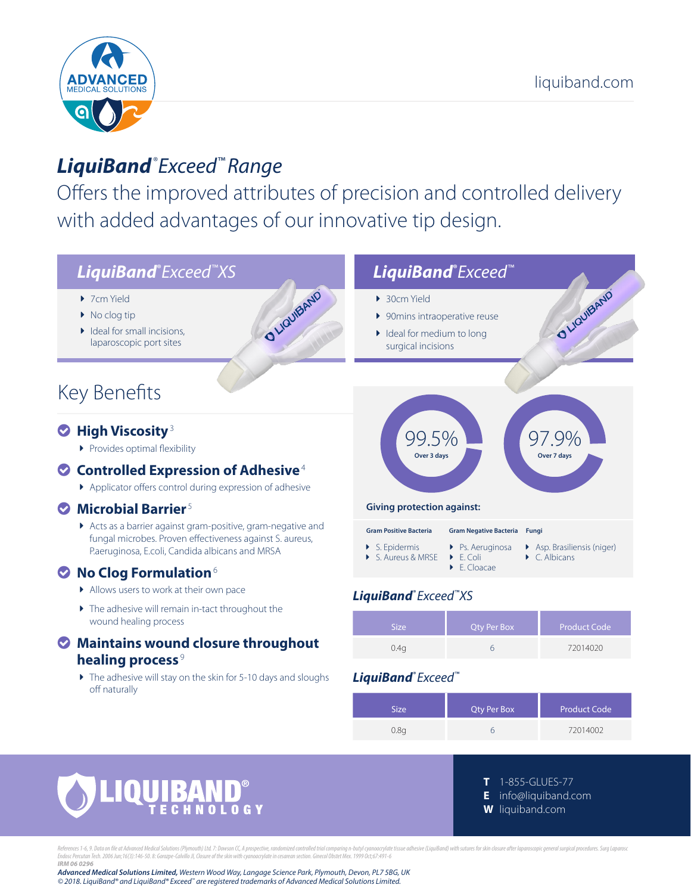liquiband.com

# *LiquiBand® Exceed™ Range*

Offers the improved attributes of precision and controlled delivery with added advantages of our innovative tip design.

## *LiquiBand® Exceed™ XS*

- 7cm Yield
- No clog tip
- Ideal for small incisions, laparoscopic port sites

## *LiquiBand® Exceed™*

- 30cm Yield
- 90mins intraoperative reuse
- Ideal for medium to long surgical incisions

## Key Benefits

### High Viscosity [3]

- Provides optimal flexibility

### Controlled Expression of Adhesive [4]

- Applicator offers control during expression of adhesive

### Microbial Barrier [5]

- Acts as a barrier against gram-positive, gram-negative and fungal microbes. Proven effectiveness against S. aureus, P.aeruginosa, E.coli, Candida albicans and MRSA

### No Clog Formulation [6]

- Allows users to work at their own pace
- The adhesive will remain in-tact throughout the wound healing process

### Maintains wound closure throughout healing process [9]

- The adhesive will stay on the skin for 5-10 days and sloughs off naturally

99.5%
Over 3 days

97.9%
Over 7 days

**Giving protection against:**

**Gram Positive Bacteria**
- S. Epidermis
- S. Aureus & MRSE

**Gram Negative Bacteria**
- Ps. Aeruginosa
- E. Coli
- E. Cloacae

**Fungi**
- Asp. Brasiliensis (niger)
- C. Albicans

### *LiquiBand® Exceed™ XS*

| Size | Qty Per Box | Product Code |
|---|---|---|
| 0.4g | 6 | 72014020 |

### *LiquiBand® Exceed™*

| Size | Qty Per Box | Product Code |
|---|---|---|
| 0.8g | 6 | 72014002 |

LIQUIBAND® TECHNOLOGY

**T** 1-855-GLUES-77
**E** info@liquiband.com
**W** liquiband.com

*References 1-6, 9. Data on file at Advanced Medical Solutions (Plymouth) Ltd. 7: Dowson CC, A prospective, randomized controlled trial comparing n-butyl cyanoacrylate tissue adhesive (LiquiBand) with sutures for skin closure after laparoscopic general surgical procedures. Surg Laparosc Endosc Percutan Tech. 2006 Jun;16(3):146-50. 8: Gorozpe-Calvillo JI, Closure of the skin with cyanoacrylate in cesarean section. Ginecol Obstet Mex. 1999 Oct;67:491-6*

***IRM 06 0296***

***Advanced Medical Solutions Limited,** Western Wood Way, Langage Science Park, Plymouth, Devon, PL7 5BG, UK*

*© 2018. LiquiBand® and LiquiBand® Exceed™ are registered trademarks of Advanced Medical Solutions Limited.*